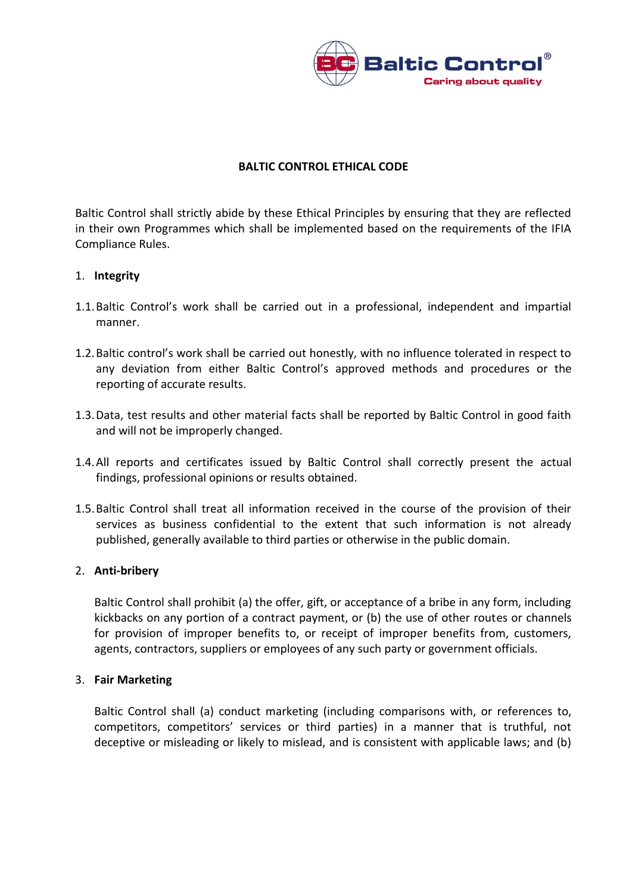# BALTIC CONTROL ETHICAL CODE

Baltic Control shall strictly abide by these Ethical Principles by ensuring that they are reflected in their own Programmes which shall be implemented based on the requirements of the IFIA Compliance Rules.

## 1. Integrity

1.1. Baltic Control's work shall be carried out in a professional, independent and impartial manner.

1.2. Baltic control's work shall be carried out honestly, with no influence tolerated in respect to any deviation from either Baltic Control's approved methods and procedures or the reporting of accurate results.

1.3. Data, test results and other material facts shall be reported by Baltic Control in good faith and will not be improperly changed.

1.4. All reports and certificates issued by Baltic Control shall correctly present the actual findings, professional opinions or results obtained.

1.5. Baltic Control shall treat all information received in the course of the provision of their services as business confidential to the extent that such information is not already published, generally available to third parties or otherwise in the public domain.

## 2. Anti-bribery

Baltic Control shall prohibit (a) the offer, gift, or acceptance of a bribe in any form, including kickbacks on any portion of a contract payment, or (b) the use of other routes or channels for provision of improper benefits to, or receipt of improper benefits from, customers, agents, contractors, suppliers or employees of any such party or government officials.

## 3. Fair Marketing

Baltic Control shall (a) conduct marketing (including comparisons with, or references to, competitors, competitors' services or third parties) in a manner that is truthful, not deceptive or misleading or likely to mislead, and is consistent with applicable laws; and (b)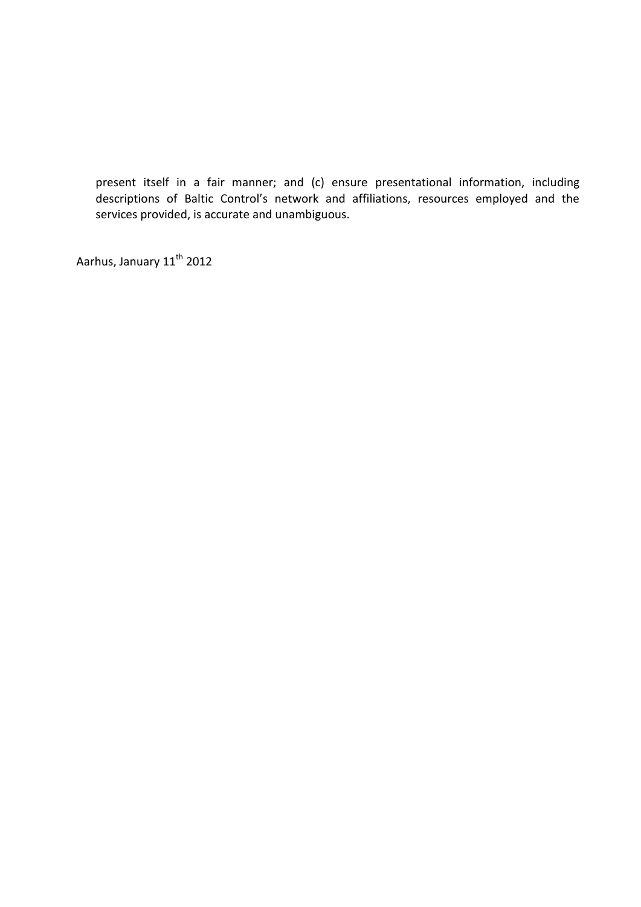present itself in a fair manner; and (c) ensure presentational information, including descriptions of Baltic Control's network and affiliations, resources employed and the services provided, is accurate and unambiguous.

Aarhus, January 11th 2012